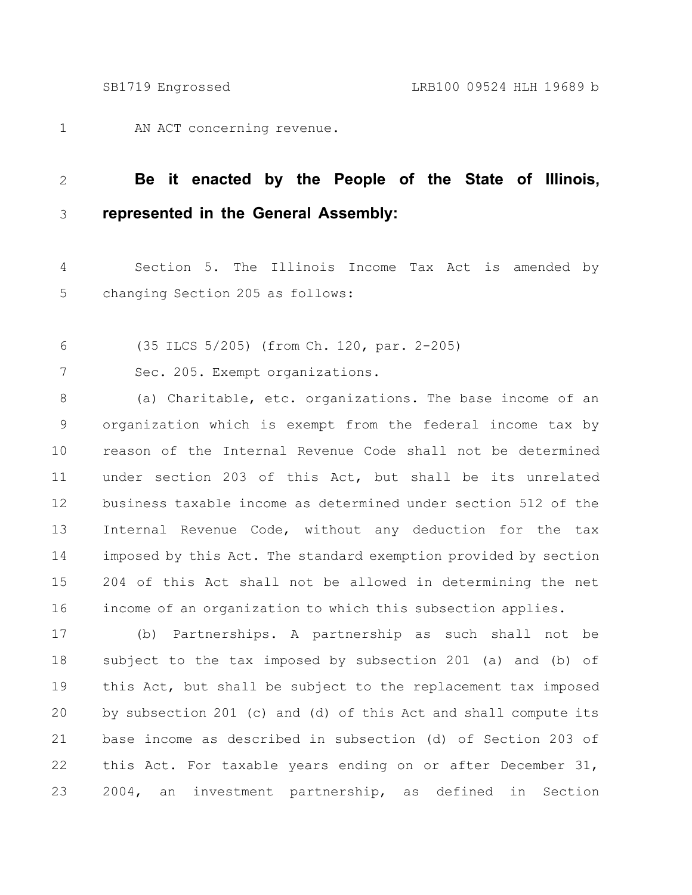AN ACT concerning revenue.

**Be it enacted by the People of the State of Illinois, represented in the General Assembly:**

Section 5. The Illinois Income Tax Act is amended by changing Section 205 as follows:

(35 ILCS 5/205) (from Ch. 120, par. 2-205)

Sec. 205. Exempt organizations.

(a) Charitable, etc. organizations. The base income of an organization which is exempt from the federal income tax by reason of the Internal Revenue Code shall not be determined under section 203 of this Act, but shall be its unrelated business taxable income as determined under section 512 of the Internal Revenue Code, without any deduction for the tax imposed by this Act. The standard exemption provided by section 204 of this Act shall not be allowed in determining the net income of an organization to which this subsection applies.

(b) Partnerships. A partnership as such shall not be subject to the tax imposed by subsection 201 (a) and (b) of this Act, but shall be subject to the replacement tax imposed by subsection 201 (c) and (d) of this Act and shall compute its base income as described in subsection (d) of Section 203 of this Act. For taxable years ending on or after December 31, 2004, an investment partnership, as defined in Section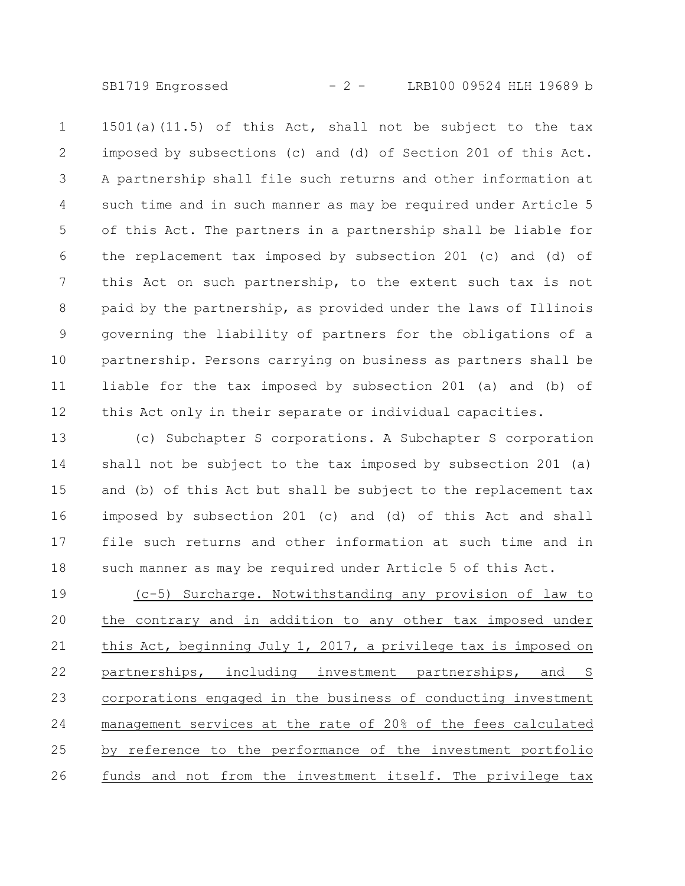1501(a)(11.5) of this Act, shall not be subject to the tax imposed by subsections (c) and (d) of Section 201 of this Act. A partnership shall file such returns and other information at such time and in such manner as may be required under Article 5 of this Act. The partners in a partnership shall be liable for the replacement tax imposed by subsection 201 (c) and (d) of this Act on such partnership, to the extent such tax is not paid by the partnership, as provided under the laws of Illinois governing the liability of partners for the obligations of a partnership. Persons carrying on business as partners shall be liable for the tax imposed by subsection 201 (a) and (b) of this Act only in their separate or individual capacities.

(c) Subchapter S corporations. A Subchapter S corporation shall not be subject to the tax imposed by subsection 201 (a) and (b) of this Act but shall be subject to the replacement tax imposed by subsection 201 (c) and (d) of this Act and shall file such returns and other information at such time and in such manner as may be required under Article 5 of this Act.

<u>(c-5) Surcharge. Notwithstanding any provision of law to the contrary and in addition to any other tax imposed under this Act, beginning July 1, 2017, a privilege tax is imposed on partnerships, including investment partnerships, and S corporations engaged in the business of conducting investment management services at the rate of 20% of the fees calculated by reference to the performance of the investment portfolio funds and not from the investment itself. The privilege tax</u>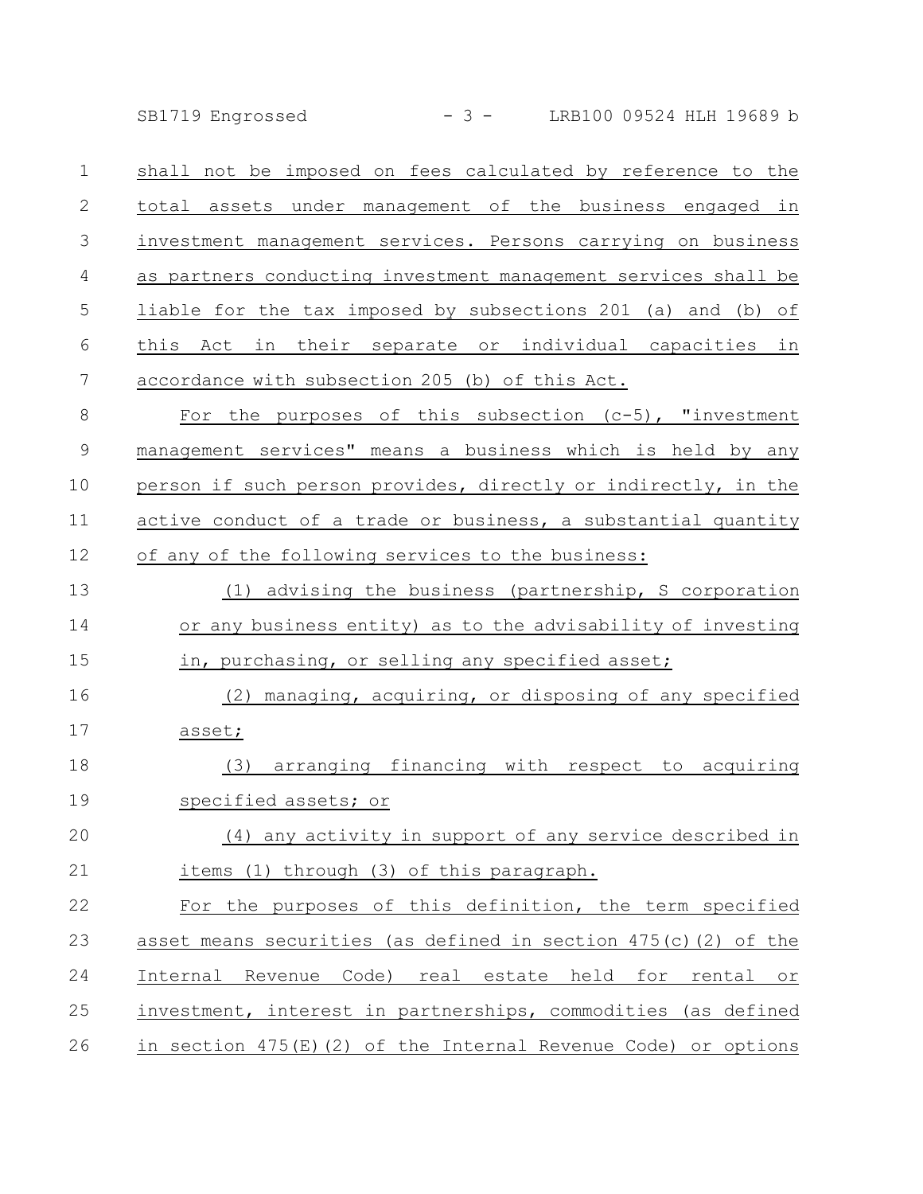shall not be imposed on fees calculated by reference to the total assets under management of the business engaged in investment management services. Persons carrying on business as partners conducting investment management services shall be liable for the tax imposed by subsections 201 (a) and (b) of this Act in their separate or individual capacities in accordance with subsection 205 (b) of this Act.

For the purposes of this subsection (c-5), "investment management services" means a business which is held by any person if such person provides, directly or indirectly, in the active conduct of a trade or business, a substantial quantity of any of the following services to the business:

(1) advising the business (partnership, S corporation or any business entity) as to the advisability of investing in, purchasing, or selling any specified asset;

(2) managing, acquiring, or disposing of any specified asset;

(3) arranging financing with respect to acquiring specified assets; or

(4) any activity in support of any service described in items (1) through (3) of this paragraph.

For the purposes of this definition, the term specified asset means securities (as defined in section 475(c)(2) of the Internal Revenue Code) real estate held for rental or investment, interest in partnerships, commodities (as defined in section 475(E)(2) of the Internal Revenue Code) or options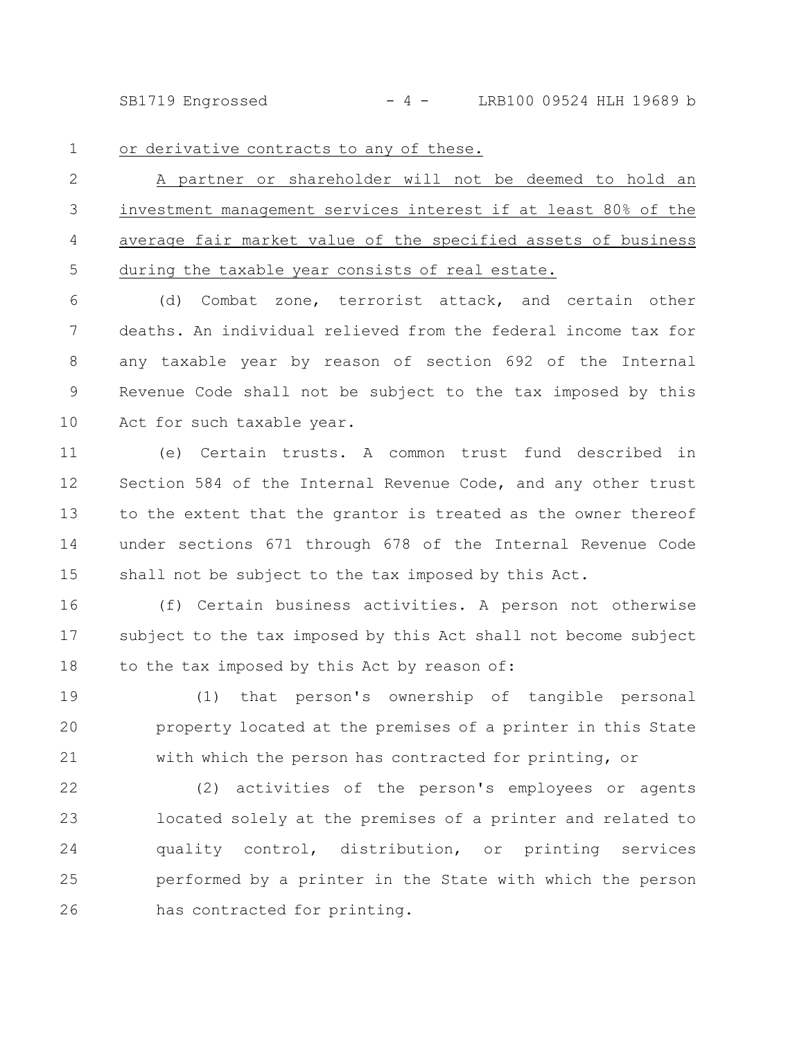or derivative contracts to any of these.

A partner or shareholder will not be deemed to hold an investment management services interest if at least 80% of the average fair market value of the specified assets of business during the taxable year consists of real estate.

(d) Combat zone, terrorist attack, and certain other deaths. An individual relieved from the federal income tax for any taxable year by reason of section 692 of the Internal Revenue Code shall not be subject to the tax imposed by this Act for such taxable year.

(e) Certain trusts. A common trust fund described in Section 584 of the Internal Revenue Code, and any other trust to the extent that the grantor is treated as the owner thereof under sections 671 through 678 of the Internal Revenue Code shall not be subject to the tax imposed by this Act.

(f) Certain business activities. A person not otherwise subject to the tax imposed by this Act shall not become subject to the tax imposed by this Act by reason of:

(1) that person's ownership of tangible personal property located at the premises of a printer in this State with which the person has contracted for printing, or

(2) activities of the person's employees or agents located solely at the premises of a printer and related to quality control, distribution, or printing services performed by a printer in the State with which the person has contracted for printing.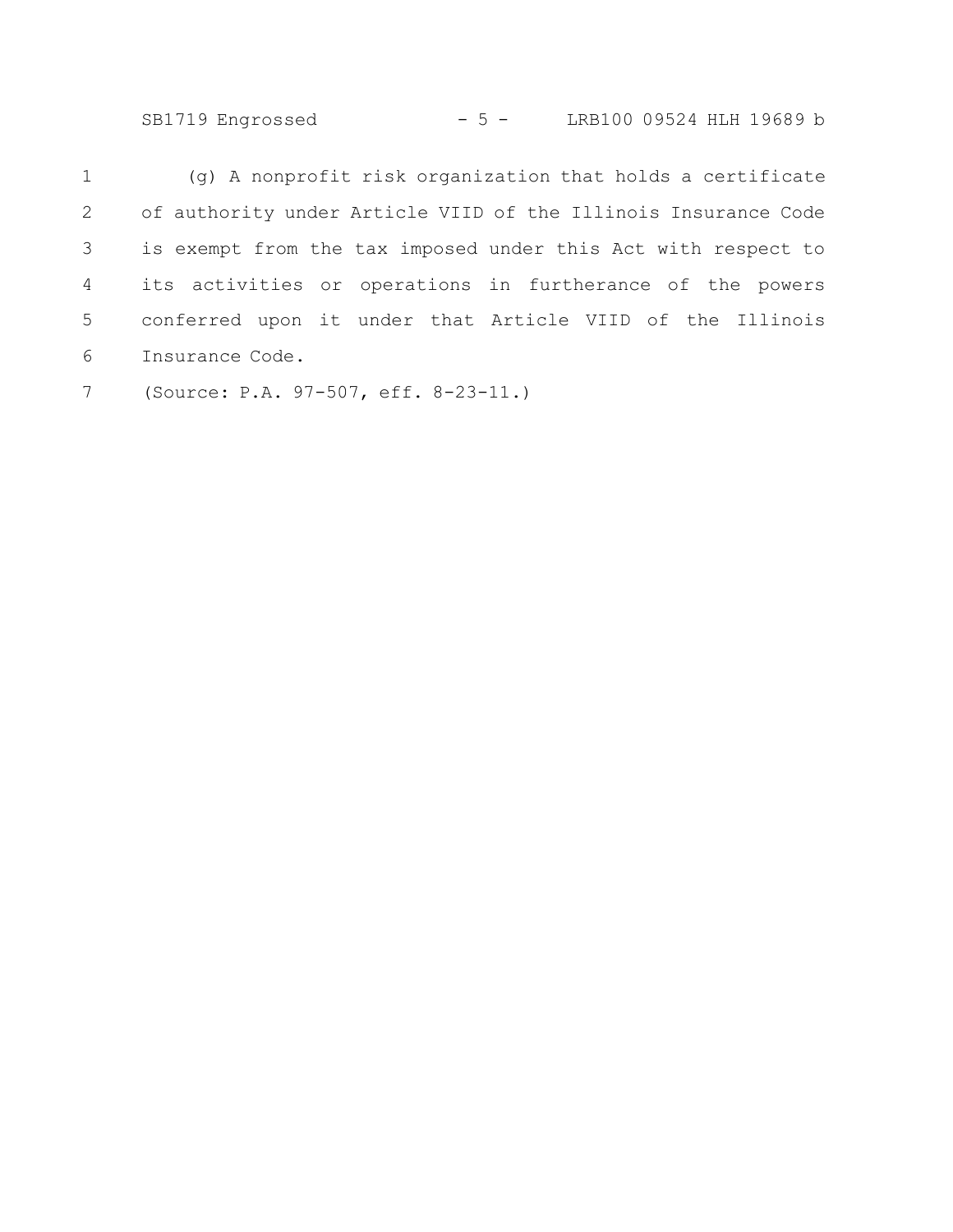(g) A nonprofit risk organization that holds a certificate of authority under Article VIID of the Illinois Insurance Code is exempt from the tax imposed under this Act with respect to its activities or operations in furtherance of the powers conferred upon it under that Article VIID of the Illinois Insurance Code.

(Source: P.A. 97-507, eff. 8-23-11.)